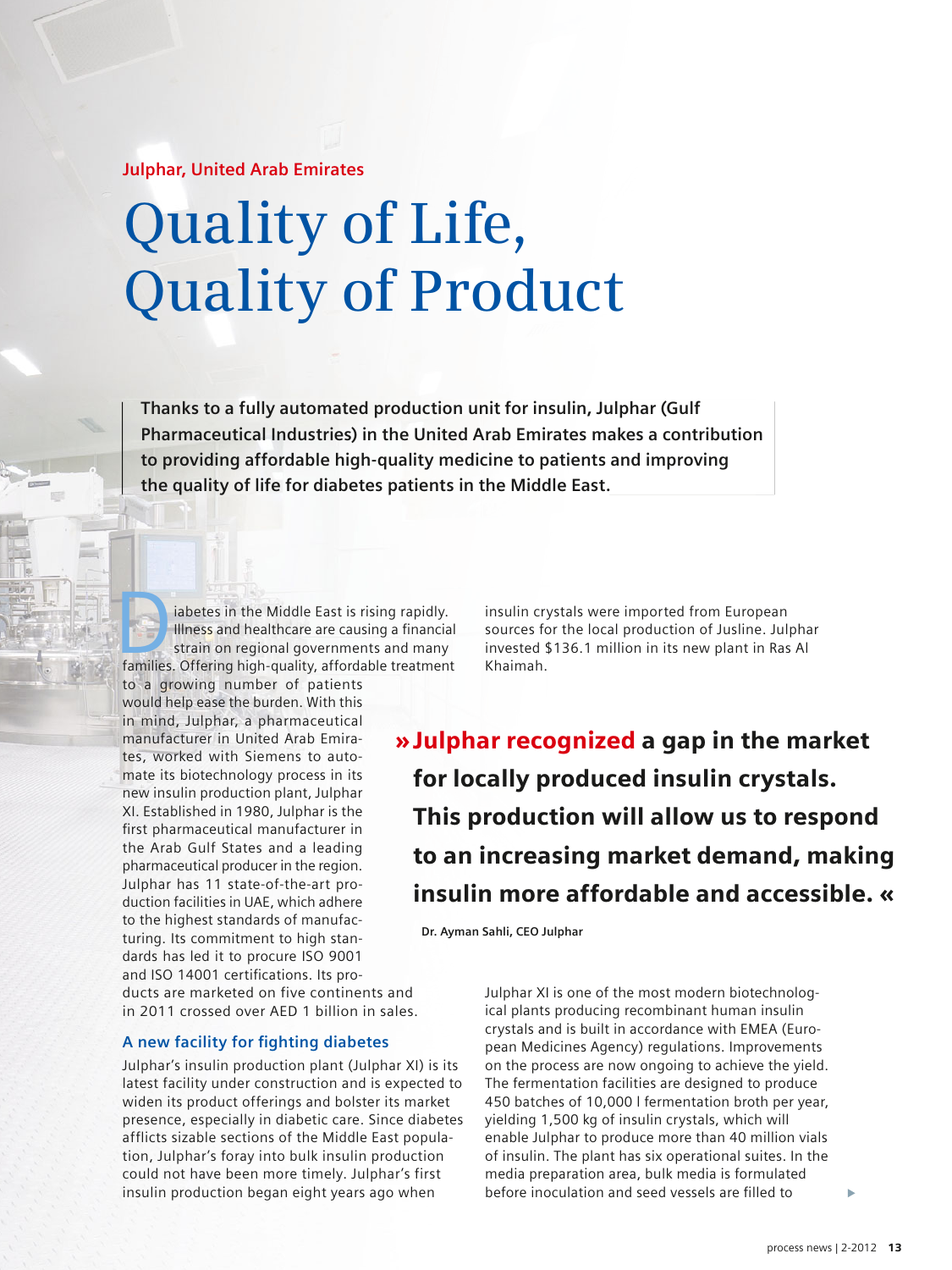**Julphar, United Arab Emirates**

# Quality of Life, Quality of Product

**Thanks to a fully automated production unit for insulin, Julphar (Gulf Pharmaceutical Industries) in the United Arab Emirates makes a contribution to providing affordable high-quality medicine to patients and improving the quality of life for diabetes patients in the Middle East.**

Diabetes in the Middle East is rising rapidly. Illness and healthcare are causing a financial strain on regional governments and many families. Offering high-quality, affordable treatment to a growing number of patients would help ease the burden. With this in mind, Julphar, a pharmaceutical manufacturer in United Arab Emirates, worked with Siemens to automate its biotechnology process in its new insulin production plant, Julphar XI. Established in 1980, Julphar is the first pharmaceutical manufacturer in the Arab Gulf States and a leading pharmaceutical producer in the region. Julphar has 11 state-of-the-art production facilities in UAE, which adhere to the highest standards of manufacturing. Its commitment to high standards has led it to procure ISO 9001 and ISO 14001 certifications. Its products are marketed on five continents and in 2011 crossed over AED 1 billion in sales.

## A new facility for fighting diabetes

Julphar's insulin production plant (Julphar XI) is its latest facility under construction and is expected to widen its product offerings and bolster its market presence, especially in diabetic care. Since diabetes afflicts sizable sections of the Middle East population, Julphar's foray into bulk insulin production could not have been more timely. Julphar's first insulin production began eight years ago when insulin crystals were imported from European sources for the local production of Jusline. Julphar invested $136.1 million in its new plant in Ras Al Khaimah.

> **»Julphar recognized a gap in the market for locally produced insulin crystals. This production will allow us to respond to an increasing market demand, making insulin more affordable and accessible.«**
>
> **Dr. Ayman Sahli, CEO Julphar**

Julphar XI is one of the most modern biotechnological plants producing recombinant human insulin crystals and is built in accordance with EMEA (European Medicines Agency) regulations. Improvements on the process are now ongoing to achieve the yield. The fermentation facilities are designed to produce 450 batches of 10,000 l fermentation broth per year, yielding 1,500 kg of insulin crystals, which will enable Julphar to produce more than 40 million vials of insulin. The plant has six operational suites. In the media preparation area, bulk media is formulated before inoculation and seed vessels are filled to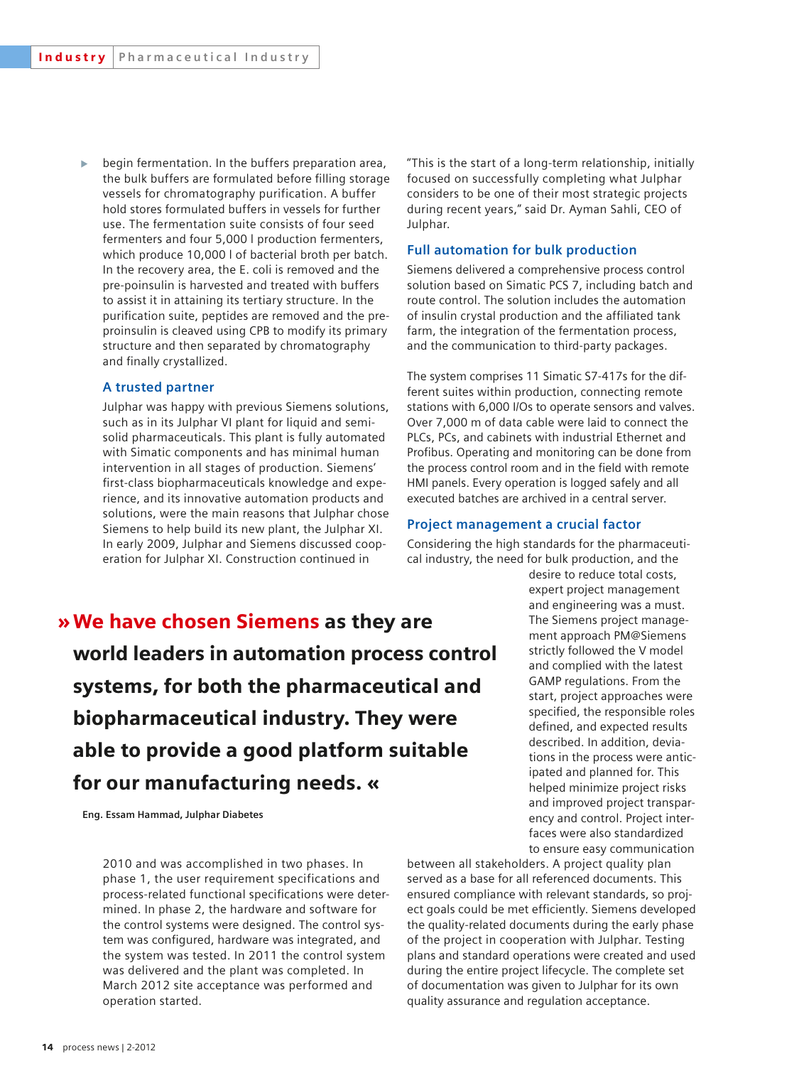begin fermentation. In the buffers preparation area, the bulk buffers are formulated before filling storage vessels for chromatography purification. A buffer hold stores formulated buffers in vessels for further use. The fermentation suite consists of four seed fermenters and four 5,000 l production fermenters, which produce 10,000 l of bacterial broth per batch. In the recovery area, the E. coli is removed and the pre-poinsulin is harvested and treated with buffers to assist it in attaining its tertiary structure. In the purification suite, peptides are removed and the pre-proinsulin is cleaved using CPB to modify its primary structure and then separated by chromatography and finally crystallized.

### A trusted partner

Julphar was happy with previous Siemens solutions, such as in its Julphar VI plant for liquid and semi-solid pharmaceuticals. This plant is fully automated with Simatic components and has minimal human intervention in all stages of production. Siemens' first-class biopharmaceuticals knowledge and experience, and its innovative automation products and solutions, were the main reasons that Julphar chose Siemens to help build its new plant, the Julphar XI. In early 2009, Julphar and Siemens discussed cooperation for Julphar XI. Construction continued in 2010 and was accomplished in two phases. In phase 1, the user requirement specifications and process-related functional specifications were determined. In phase 2, the hardware and software for the control systems were designed. The control system was configured, hardware was integrated, and the system was tested. In 2011 the control system was delivered and the plant was completed. In March 2012 site acceptance was performed and operation started.

> **» We have chosen Siemens as they are world leaders in automation process control systems, for both the pharmaceutical and biopharmaceutical industry. They were able to provide a good platform suitable for our manufacturing needs. «**
>
> **Eng. Essam Hammad, Julphar Diabetes**

"This is the start of a long-term relationship, initially focused on successfully completing what Julphar considers to be one of their most strategic projects during recent years," said Dr. Ayman Sahli, CEO of Julphar.

### Full automation for bulk production

Siemens delivered a comprehensive process control solution based on Simatic PCS 7, including batch and route control. The solution includes the automation of insulin crystal production and the affiliated tank farm, the integration of the fermentation process, and the communication to third-party packages.

The system comprises 11 Simatic S7-417s for the different suites within production, connecting remote stations with 6,000 I/Os to operate sensors and valves. Over 7,000 m of data cable were laid to connect the PLCs, PCs, and cabinets with industrial Ethernet and Profibus. Operating and monitoring can be done from the process control room and in the field with remote HMI panels. Every operation is logged safely and all executed batches are archived in a central server.

### Project management a crucial factor

Considering the high standards for the pharmaceutical industry, the need for bulk production, and the desire to reduce total costs, expert project management and engineering was a must. The Siemens project management approach PM@Siemens strictly followed the V model and complied with the latest GAMP regulations. From the start, project approaches were specified, the responsible roles defined, and expected results described. In addition, deviations in the process were anticipated and planned for. This helped minimize project risks and improved project transparency and control. Project interfaces were also standardized to ensure easy communication between all stakeholders. A project quality plan served as a base for all referenced documents. This ensured compliance with relevant standards, so project goals could be met efficiently. Siemens developed the quality-related documents during the early phase of the project in cooperation with Julphar. Testing plans and standard operations were created and used during the entire project lifecycle. The complete set of documentation was given to Julphar for its own quality assurance and regulation acceptance.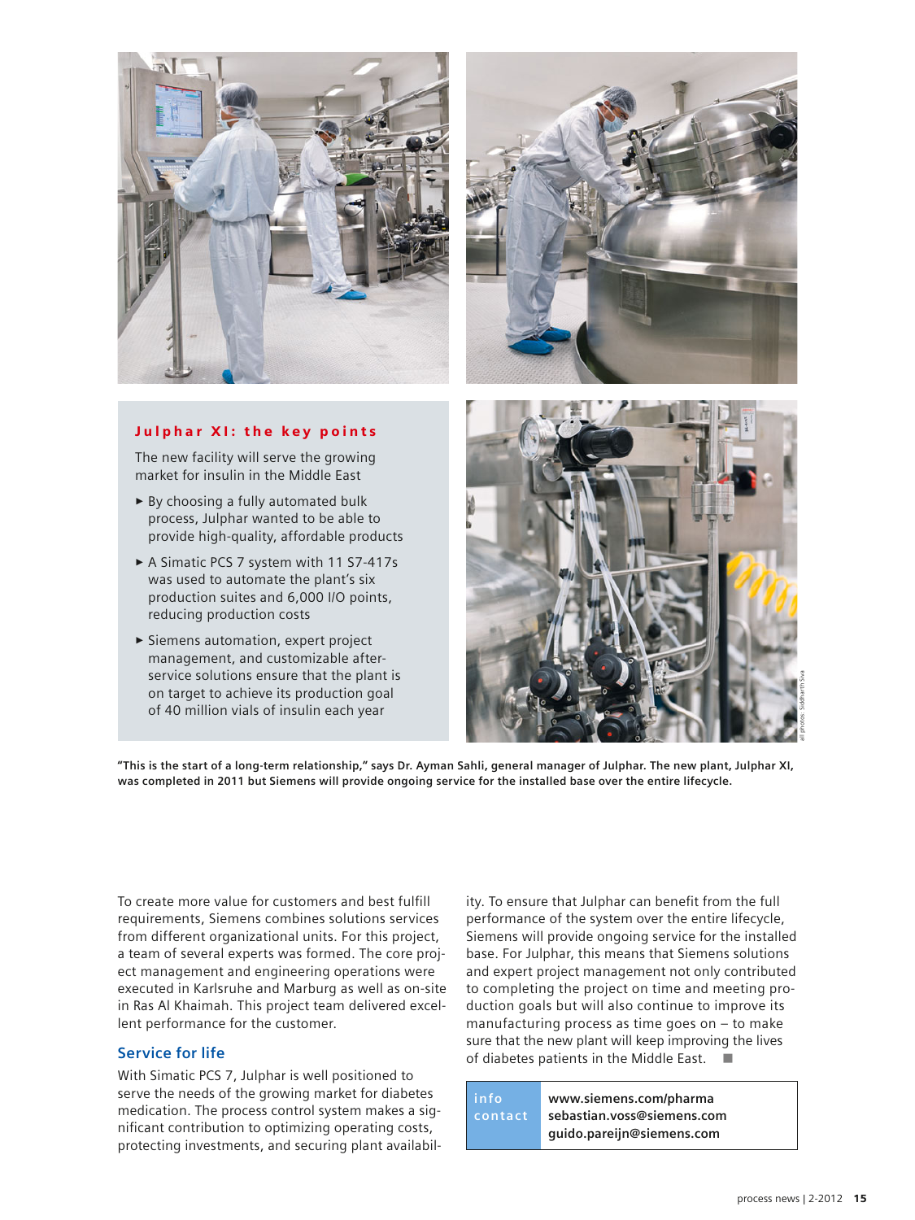### Julphar XI: the key points

The new facility will serve the growing market for insulin in the Middle East

- By choosing a fully automated bulk process, Julphar wanted to be able to provide high-quality, affordable products
- A Simatic PCS 7 system with 11 S7-417s was used to automate the plant's six production suites and 6,000 I/O points, reducing production costs
- Siemens automation, expert project management, and customizable after-service solutions ensure that the plant is on target to achieve its production goal of 40 million vials of insulin each year

all photos: Siddharth Siva

**"This is the start of a long-term relationship," says Dr. Ayman Sahli, general manager of Julphar. The new plant, Julphar XI, was completed in 2011 but Siemens will provide ongoing service for the installed base over the entire lifecycle.**

To create more value for customers and best fulfill requirements, Siemens combines solutions services from different organizational units. For this project, a team of several experts was formed. The core project management and engineering operations were executed in Karlsruhe and Marburg as well as on-site in Ras Al Khaimah. This project team delivered excellent performance for the customer.

## Service for life

With Simatic PCS 7, Julphar is well positioned to serve the needs of the growing market for diabetes medication. The process control system makes a significant contribution to optimizing operating costs, protecting investments, and securing plant availability. To ensure that Julphar can benefit from the full performance of the system over the entire lifecycle, Siemens will provide ongoing service for the installed base. For Julphar, this means that Siemens solutions and expert project management not only contributed to completing the project on time and meeting production goals but will also continue to improve its manufacturing process as time goes on – to make sure that the new plant will keep improving the lives of diabetes patients in the Middle East. ■

| | |
|---|---|
| info contact | www.siemens.com/pharma<br>sebastian.voss@siemens.com<br>guido.pareijn@siemens.com |